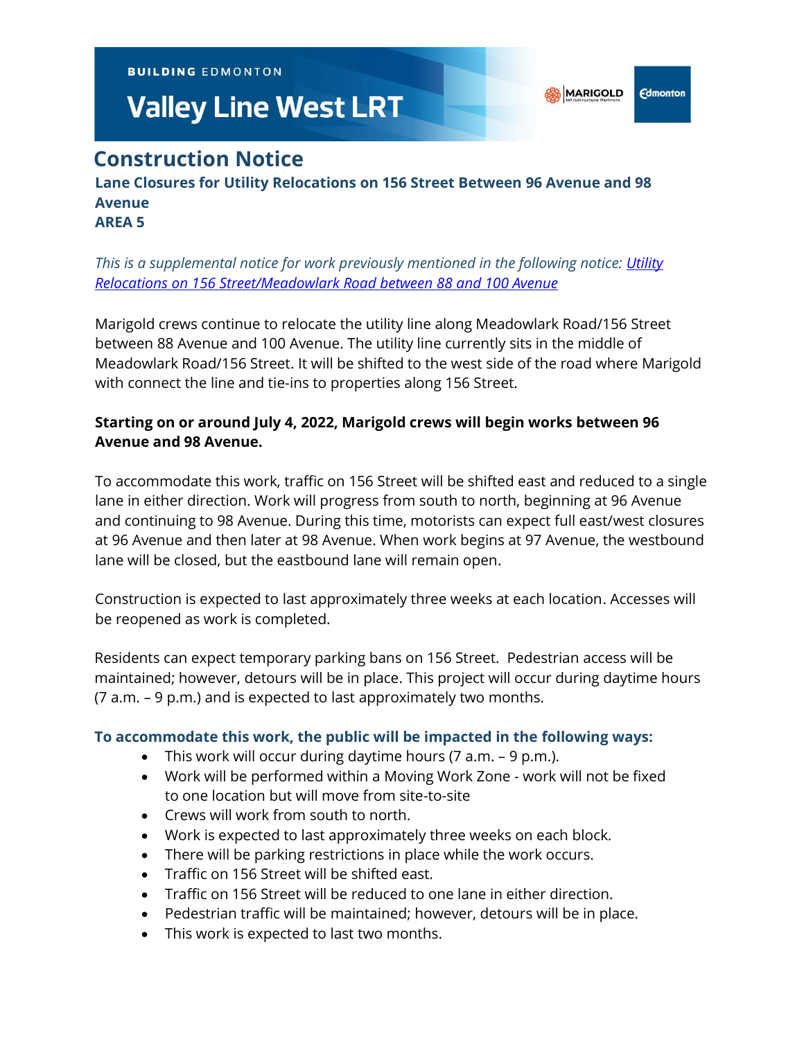BUILDING EDMONTON

# Valley Line West LRT

## Construction Notice

### Lane Closures for Utility Relocations on 156 Street Between 96 Avenue and 98 Avenue
### AREA 5

*This is a supplemental notice for work previously mentioned in the following notice: [Utility Relocations on 156 Street/Meadowlark Road between 88 and 100 Avenue]()*

Marigold crews continue to relocate the utility line along Meadowlark Road/156 Street between 88 Avenue and 100 Avenue. The utility line currently sits in the middle of Meadowlark Road/156 Street. It will be shifted to the west side of the road where Marigold with connect the line and tie-ins to properties along 156 Street.

**Starting on or around July 4, 2022, Marigold crews will begin works between 96 Avenue and 98 Avenue.**

To accommodate this work, traffic on 156 Street will be shifted east and reduced to a single lane in either direction. Work will progress from south to north, beginning at 96 Avenue and continuing to 98 Avenue. During this time, motorists can expect full east/west closures at 96 Avenue and then later at 98 Avenue. When work begins at 97 Avenue, the westbound lane will be closed, but the eastbound lane will remain open.

Construction is expected to last approximately three weeks at each location. Accesses will be reopened as work is completed.

Residents can expect temporary parking bans on 156 Street. Pedestrian access will be maintained; however, detours will be in place. This project will occur during daytime hours (7 a.m. – 9 p.m.) and is expected to last approximately two months.

**To accommodate this work, the public will be impacted in the following ways:**

- This work will occur during daytime hours (7 a.m. – 9 p.m.).
- Work will be performed within a Moving Work Zone - work will not be fixed to one location but will move from site-to-site
- Crews will work from south to north.
- Work is expected to last approximately three weeks on each block.
- There will be parking restrictions in place while the work occurs.
- Traffic on 156 Street will be shifted east.
- Traffic on 156 Street will be reduced to one lane in either direction.
- Pedestrian traffic will be maintained; however, detours will be in place.
- This work is expected to last two months.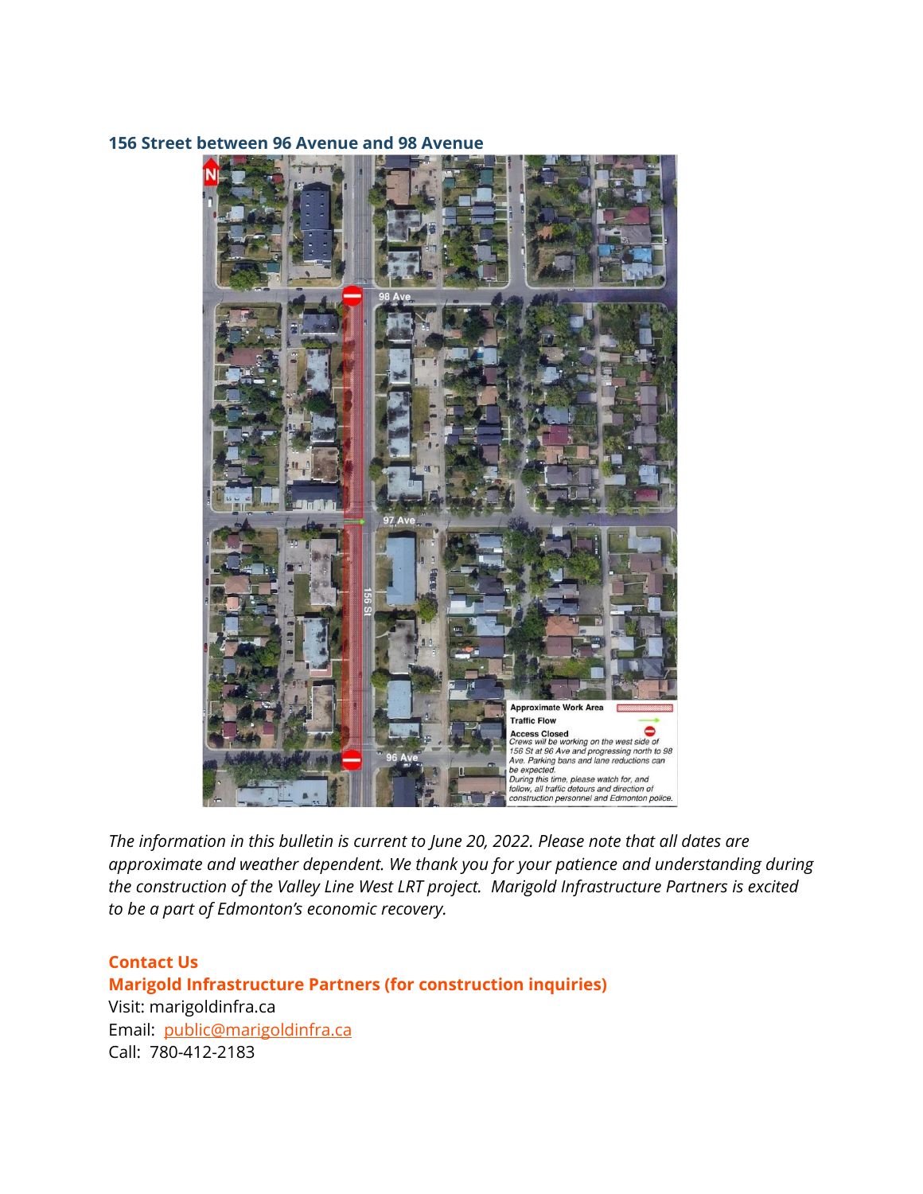### 156 Street between 96 Avenue and 98 Avenue

98 Ave

97 Ave

96 Ave

156 St

Approximate Work Area

Traffic Flow

Access Closed

Crews will be working on the west side of 156 St at 96 Ave and progressing north to 98 Ave. Parking bans and lane reductions can be expected.

During this time, please watch for, and follow, all traffic detours and direction of construction personnel and Edmonton police.

*The information in this bulletin is current to June 20, 2022. Please note that all dates are approximate and weather dependent. We thank you for your patience and understanding during the construction of the Valley Line West LRT project. Marigold Infrastructure Partners is excited to be a part of Edmonton's economic recovery.*

**Contact Us**

**Marigold Infrastructure Partners (for construction inquiries)**

Visit: marigoldinfra.ca

Email: public@marigoldinfra.ca

Call: 780-412-2183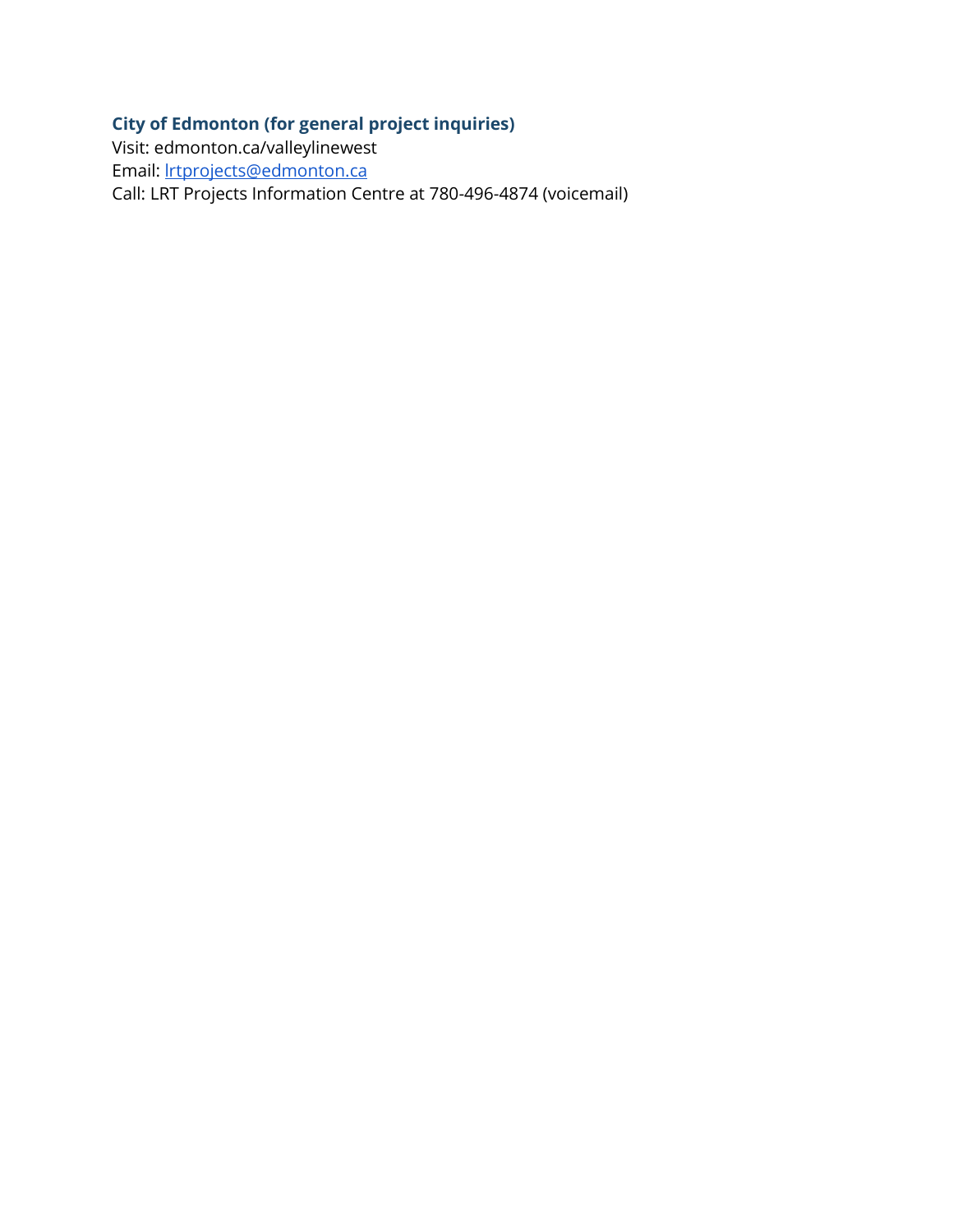**City of Edmonton (for general project inquiries)**
Visit: edmonton.ca/valleylinewest
Email: [lrtprojects@edmonton.ca](mailto:lrtprojects@edmonton.ca)
Call: LRT Projects Information Centre at 780-496-4874 (voicemail)